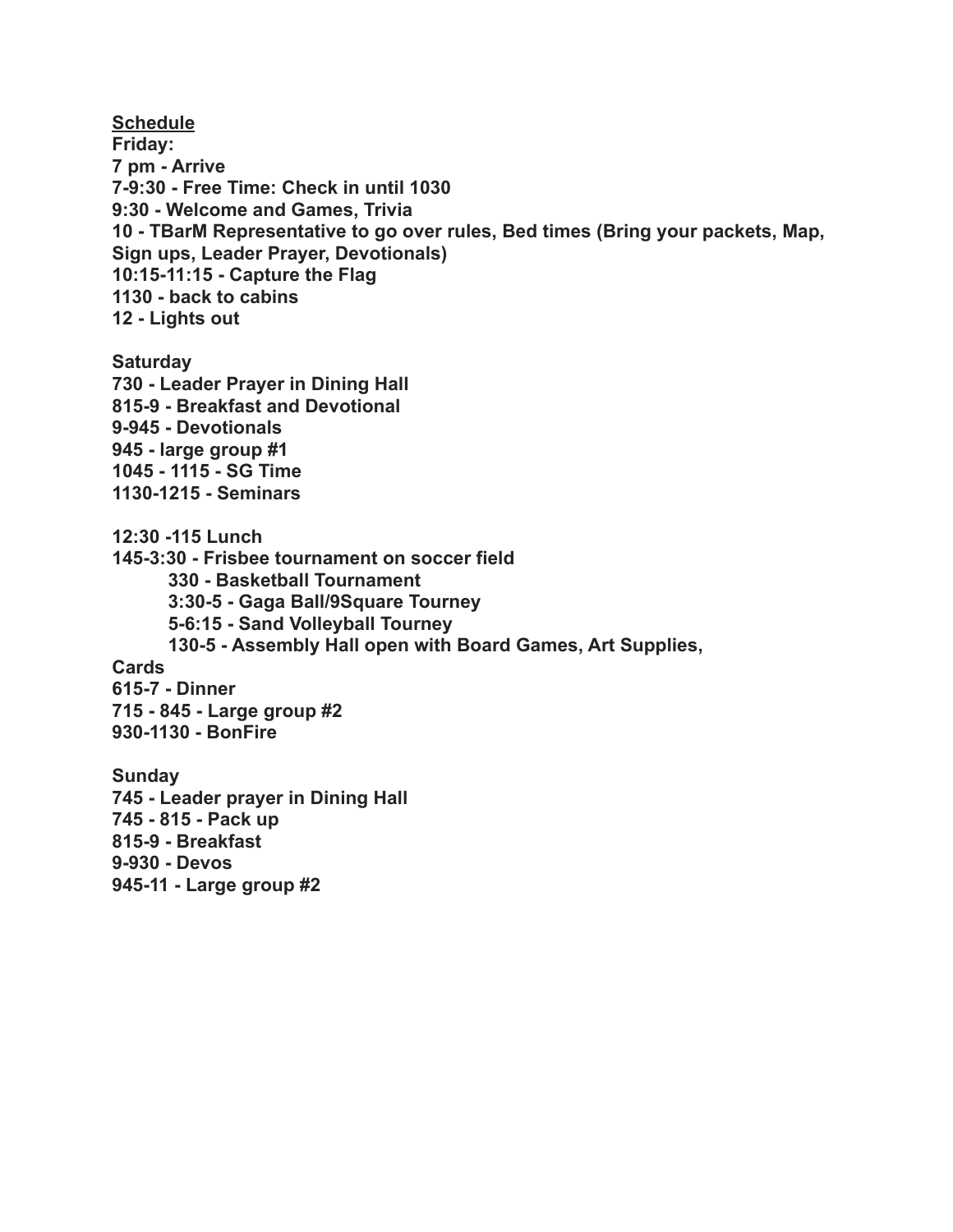<u>**Schedule**</u>

**Friday:**
**7 pm - Arrive**
**7-9:30 - Free Time: Check in until 1030**
**9:30 - Welcome and Games, Trivia**
**10 - TBarM Representative to go over rules, Bed times (Bring your packets, Map, Sign ups, Leader Prayer, Devotionals)**
**10:15-11:15 - Capture the Flag**
**1130 - back to cabins**
**12 - Lights out**

**Saturday**
**730 - Leader Prayer in Dining Hall**
**815-9 - Breakfast and Devotional**
**9-945 - Devotionals**
**945 - large group #1**
**1045 - 1115 - SG Time**
**1130-1215 - Seminars**

**12:30 -115 Lunch**
**145-3:30 - Frisbee tournament on soccer field**
> **330 - Basketball Tournament**
> **3:30-5 - Gaga Ball/9Square Tourney**
> **5-6:15 - Sand Volleyball Tourney**
> **130-5 - Assembly Hall open with Board Games, Art Supplies, Cards**

**615-7 - Dinner**
**715 - 845 - Large group #2**
**930-1130 - BonFire**

**Sunday**
**745 - Leader prayer in Dining Hall**
**745 - 815 - Pack up**
**815-9 - Breakfast**
**9-930 - Devos**
**945-11 - Large group #2**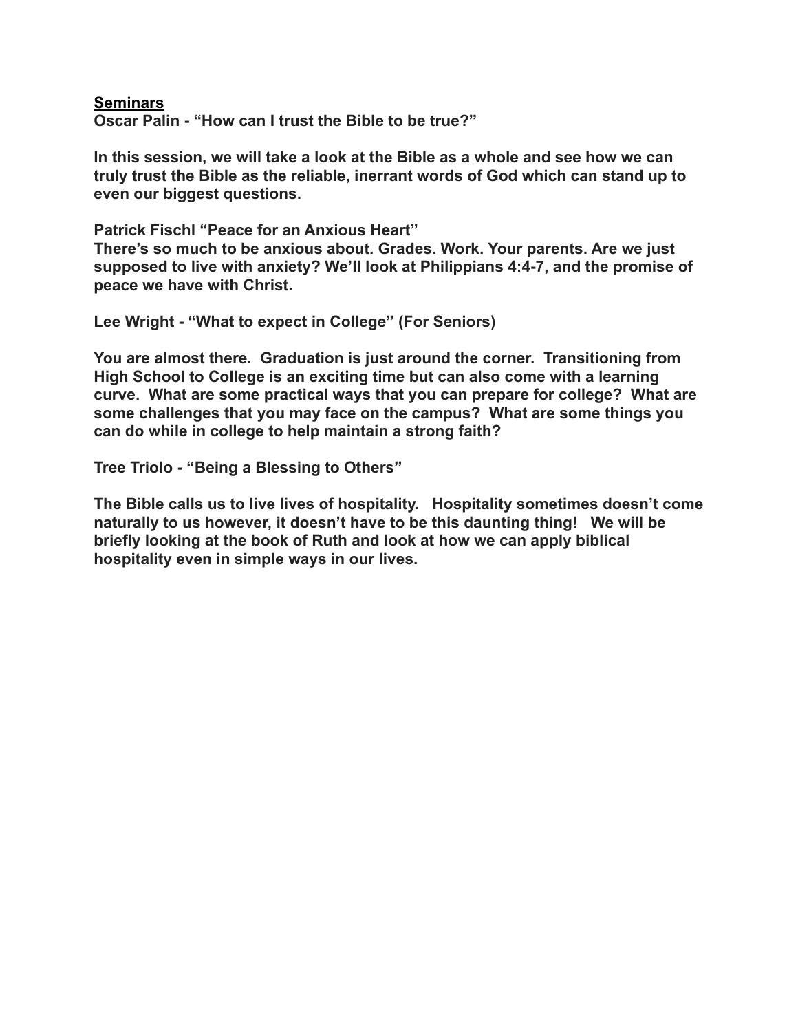**<u>Seminars</u>**

**Oscar Palin - "How can I trust the Bible to be true?"**

**In this session, we will take a look at the Bible as a whole and see how we can truly trust the Bible as the reliable, inerrant words of God which can stand up to even our biggest questions.**

**Patrick Fischl "Peace for an Anxious Heart"**
**There's so much to be anxious about. Grades. Work. Your parents. Are we just supposed to live with anxiety? We'll look at Philippians 4:4-7, and the promise of peace we have with Christ.**

**Lee Wright - "What to expect in College" (For Seniors)**

**You are almost there. Graduation is just around the corner. Transitioning from High School to College is an exciting time but can also come with a learning curve. What are some practical ways that you can prepare for college? What are some challenges that you may face on the campus? What are some things you can do while in college to help maintain a strong faith?**

**Tree Triolo - "Being a Blessing to Others"**

**The Bible calls us to live lives of hospitality. Hospitality sometimes doesn't come naturally to us however, it doesn't have to be this daunting thing! We will be briefly looking at the book of Ruth and look at how we can apply biblical hospitality even in simple ways in our lives.**